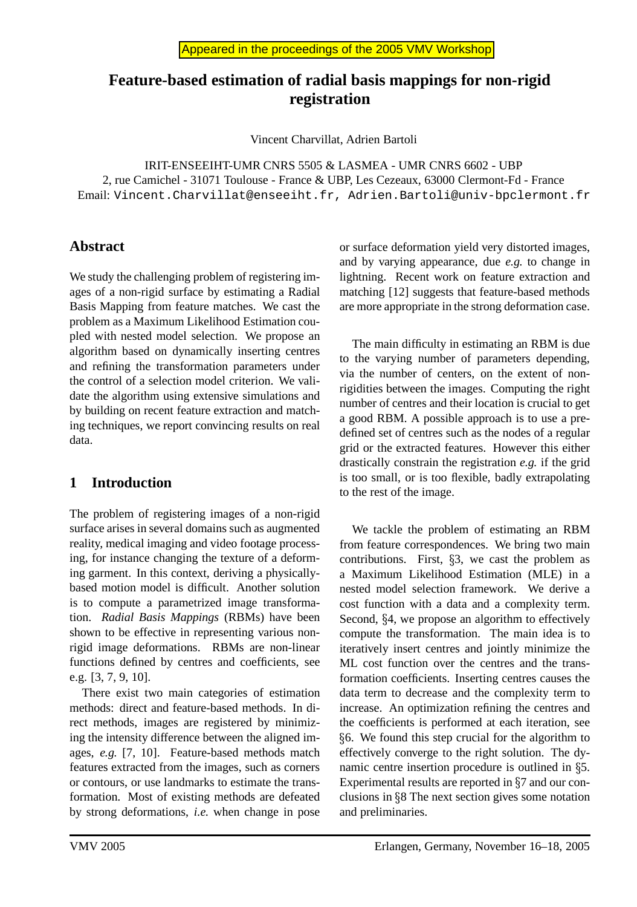Appeared in the proceedings of the 2005 VMV Workshop

# Feature-based estimation of radial basis mappings for non-rigid registration

Vincent Charvillat, Adrien Bartoli

IRIT-ENSEEIHT-UMR CNRS 5505 & LASMEA - UMR CNRS 6602 - UBP
2, rue Camichel - 31071 Toulouse - France & UBP, Les Cezeaux, 63000 Clermont-Fd - France
Email: Vincent.Charvillat@enseeiht.fr, Adrien.Bartoli@univ-bpclermont.fr

## Abstract

We study the challenging problem of registering images of a non-rigid surface by estimating a Radial Basis Mapping from feature matches. We cast the problem as a Maximum Likelihood Estimation coupled with nested model selection. We propose an algorithm based on dynamically inserting centres and refining the transformation parameters under the control of a selection model criterion. We validate the algorithm using extensive simulations and by building on recent feature extraction and matching techniques, we report convincing results on real data.

## 1 Introduction

The problem of registering images of a non-rigid surface arises in several domains such as augmented reality, medical imaging and video footage processing, for instance changing the texture of a deforming garment. In this context, deriving a physically-based motion model is difficult. Another solution is to compute a parametrized image transformation. *Radial Basis Mappings* (RBMs) have been shown to be effective in representing various non-rigid image deformations. RBMs are non-linear functions defined by centres and coefficients, see e.g. [3, 7, 9, 10].

There exist two main categories of estimation methods: direct and feature-based methods. In direct methods, images are registered by minimizing the intensity difference between the aligned images, *e.g.* [7, 10]. Feature-based methods match features extracted from the images, such as corners or contours, or use landmarks to estimate the transformation. Most of existing methods are defeated by strong deformations, *i.e.* when change in pose or surface deformation yield very distorted images, and by varying appearance, due *e.g.* to change in lightning. Recent work on feature extraction and matching [12] suggests that feature-based methods are more appropriate in the strong deformation case.

The main difficulty in estimating an RBM is due to the varying number of parameters depending, via the number of centers, on the extent of non-rigidities between the images. Computing the right number of centres and their location is crucial to get a good RBM. A possible approach is to use a predefined set of centres such as the nodes of a regular grid or the extracted features. However this either drastically constrain the registration *e.g.* if the grid is too small, or is too flexible, badly extrapolating to the rest of the image.

We tackle the problem of estimating an RBM from feature correspondences. We bring two main contributions. First, §3, we cast the problem as a Maximum Likelihood Estimation (MLE) in a nested model selection framework. We derive a cost function with a data and a complexity term. Second, §4, we propose an algorithm to effectively compute the transformation. The main idea is to iteratively insert centres and jointly minimize the ML cost function over the centres and the transformation coefficients. Inserting centres causes the data term to decrease and the complexity term to increase. An optimization refining the centres and the coefficients is performed at each iteration, see §6. We found this step crucial for the algorithm to effectively converge to the right solution. The dynamic centre insertion procedure is outlined in §5. Experimental results are reported in §7 and our conclusions in §8 The next section gives some notation and preliminaries.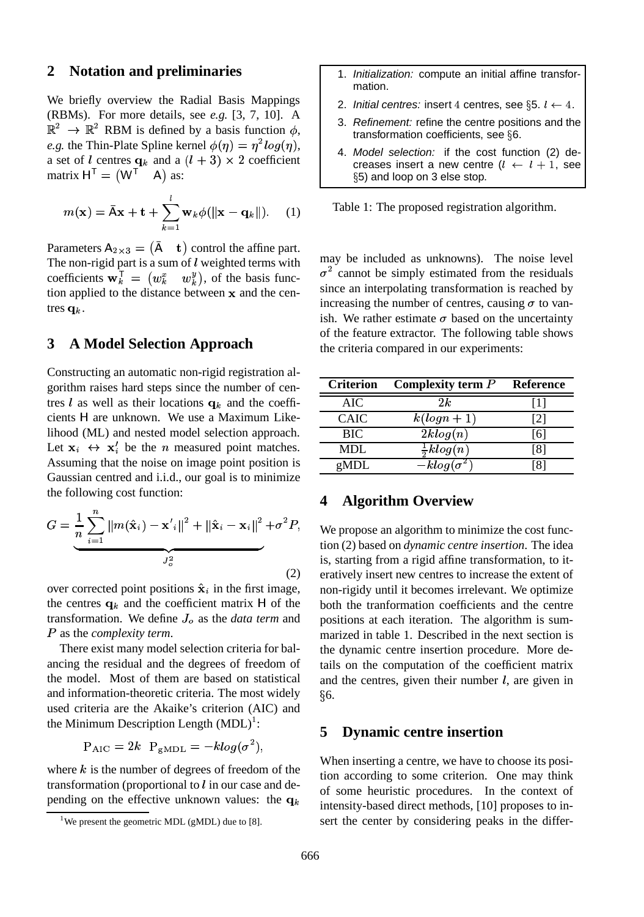## 2 Notation and preliminaries

We briefly overview the Radial Basis Mappings (RBMs). For more details, see *e.g.* [3, 7, 10]. A $\mathbb{R}^2 \rightarrow \mathbb{R}^2$ RBM is defined by a basis function $\phi$, *e.g.* the Thin-Plate Spline kernel $\phi(\eta) = \eta^2 log(\eta)$, a set of $l$ centres $\mathbf{q}_k$ and a $(l+3) \times 2$ coefficient matrix $\mathsf{H}^\mathsf{T} = \begin{pmatrix} \mathsf{W}^\mathsf{T} & \mathsf{A} \end{pmatrix}$ as:

$$m(\mathbf{x}) = \bar{\mathsf{A}}\mathbf{x} + \mathbf{t} + \sum_{k=1}^{l} \mathbf{w}_k \phi(\|\mathbf{x} - \mathbf{q}_k\|). \quad (1)$$

Parameters $\mathsf{A}_{2\times 3} = \begin{pmatrix} \bar{\mathsf{A}} & \mathbf{t} \end{pmatrix}$ control the affine part. The non-rigid part is a sum of $l$ weighted terms with coefficients $\mathbf{w}_k^\mathsf{T} = \begin{pmatrix} w_k^x & w_k^y \end{pmatrix}$, of the basis function applied to the distance between $\mathbf{x}$ and the centres $\mathbf{q}_k$.

## 3 A Model Selection Approach

Constructing an automatic non-rigid registration algorithm raises hard steps since the number of centres $l$ as well as their locations $\mathbf{q}_k$ and the coefficients $\mathsf{H}$ are unknown. We use a Maximum Likelihood (ML) and nested model selection approach. Let $\mathbf{x}_i \leftrightarrow \mathbf{x}'_i$ be the $n$ measured point matches. Assuming that the noise on image point position is Gaussian centred and i.i.d., our goal is to minimize the following cost function:

$$G = \underbrace{\frac{1}{n}\sum_{i=1}^{n} \|m(\hat{\mathbf{x}}_i) - \mathbf{x}'_i\|^2 + \|\hat{\mathbf{x}}_i - \mathbf{x}_i\|^2}_{J_o^2} + \sigma^2 P, \quad (2)$$

over corrected point positions $\hat{\mathbf{x}}_i$ in the first image, the centres $\mathbf{q}_k$ and the coefficient matrix $\mathsf{H}$ of the transformation. We define $J_o$ as the *data term* and $P$ as the *complexity term*.

There exist many model selection criteria for balancing the residual and the degrees of freedom of the model. Most of them are based on statistical and information-theoretic criteria. The most widely used criteria are the Akaike's criterion (AIC) and the Minimum Description Length (MDL)[1]:

$$\mathrm{P}_{\mathrm{AIC}} = 2k \quad \mathrm{P}_{\mathrm{gMDL}} = -klog(\sigma^2),$$

where $k$ is the number of degrees of freedom of the transformation (proportional to $l$ in our case and depending on the effective unknown values: the $\mathbf{q}_k$ may be included as unknowns). The noise level $\sigma^2$ cannot be simply estimated from the residuals since an interpolating transformation is reached by increasing the number of centres, causing $\sigma$ to vanish. We rather estimate $\sigma$ based on the uncertainty of the feature extractor. The following table shows the criteria compared in our experiments:

| Criterion | Complexity term $P$ | Reference |
|---|---|---|
| AIC | $2k$ | [1] |
| CAIC | $k(logn+1)$ | [2] |
| BIC | $2klog(n)$ | [6] |
| MDL | $\frac{1}{2}klog(n)$ | [8] |
| gMDL | $-klog(\sigma^2)$ | [8] |

[1] We present the geometric MDL (gMDL) due to [8].

1. *Initialization:* compute an initial affine transformation.
2. *Initial centres:* insert 4 centres, see §5. $l \leftarrow 4$.
3. *Refinement:* refine the centre positions and the transformation coefficients, see §6.
4. *Model selection:* if the cost function (2) decreases insert a new centre ($l \leftarrow l+1$, see §5) and loop on 3 else stop.

Table 1: The proposed registration algorithm.

## 4 Algorithm Overview

We propose an algorithm to minimize the cost function (2) based on *dynamic centre insertion*. The idea is, starting from a rigid affine transformation, to iteratively insert new centres to increase the extent of non-rigidy until it becomes irrelevant. We optimize both the tranformation coefficients and the centre positions at each iteration. The algorithm is summarized in table 1. Described in the next section is the dynamic centre insertion procedure. More details on the computation of the coefficient matrix and the centres, given their number $l$, are given in §6.

## 5 Dynamic centre insertion

When inserting a centre, we have to choose its position according to some criterion. One may think of some heuristic procedures. In the context of intensity-based direct methods, [10] proposes to insert the center by considering peaks in the differ-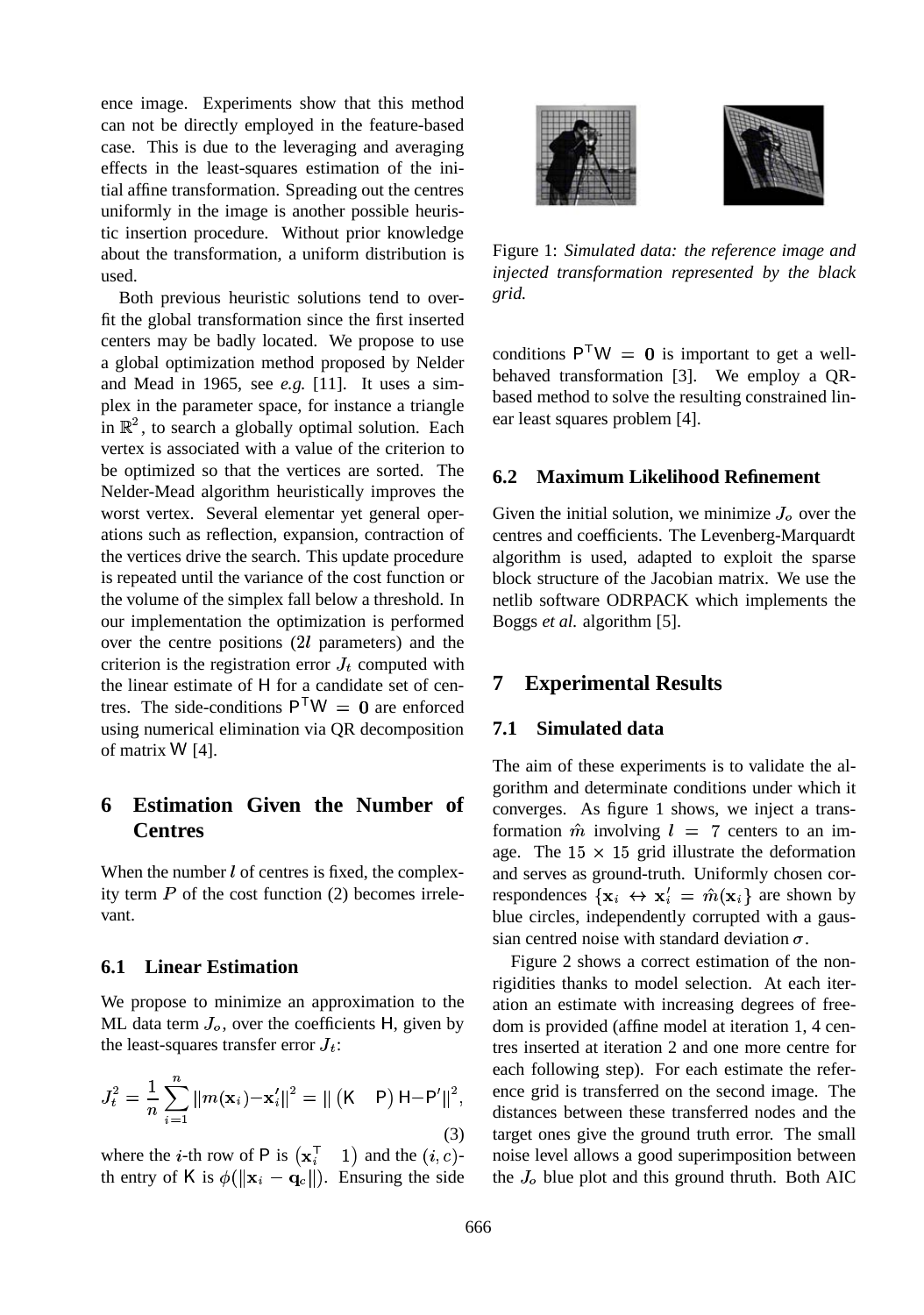ence image. Experiments show that this method can not be directly employed in the feature-based case. This is due to the leveraging and averaging effects in the least-squares estimation of the initial affine transformation. Spreading out the centres uniformly in the image is another possible heuristic insertion procedure. Without prior knowledge about the transformation, a uniform distribution is used.

Both previous heuristic solutions tend to overfit the global transformation since the first inserted centers may be badly located. We propose to use a global optimization method proposed by Nelder and Mead in 1965, see *e.g.* [11]. It uses a simplex in the parameter space, for instance a triangle in $\mathbb{R}^2$, to search a globally optimal solution. Each vertex is associated with a value of the criterion to be optimized so that the vertices are sorted. The Nelder-Mead algorithm heuristically improves the worst vertex. Several elementar yet general operations such as reflection, expansion, contraction of the vertices drive the search. This update procedure is repeated until the variance of the cost function or the volume of the simplex fall below a threshold. In our implementation the optimization is performed over the centre positions ($2l$ parameters) and the criterion is the registration error $J_t$ computed with the linear estimate of $\mathsf{H}$ for a candidate set of centres. The side-conditions $\mathsf{P}^\mathsf{T}\mathsf{W} = \mathbf{0}$ are enforced using numerical elimination via QR decomposition of matrix $\mathsf{W}$ [4].

## 6 Estimation Given the Number of Centres

When the number $l$ of centres is fixed, the complexity term $P$ of the cost function (2) becomes irrelevant.

### 6.1 Linear Estimation

We propose to minimize an approximation to the ML data term $J_o$, over the coefficients $\mathsf{H}$, given by the least-squares transfer error $J_t$:

$$J_t^2 = \frac{1}{n}\sum_{i=1}^{n} \|m(\mathbf{x}_i) - \mathbf{x}'_i\|^2 = \| \begin{pmatrix} \mathsf{K} & \mathsf{P} \end{pmatrix} \mathsf{H} - \mathsf{P}' \|^2, \tag{3}$$

where the $i$-th row of $\mathsf{P}$ is $\begin{pmatrix} \mathbf{x}_i^\mathsf{T} & 1 \end{pmatrix}$ and the $(i, c)$-th entry of $\mathsf{K}$ is $\phi(\|\mathbf{x}_i - \mathbf{q}_c\|)$. Ensuring the side conditions $\mathsf{P}^\mathsf{T}\mathsf{W} = \mathbf{0}$ is important to get a well-behaved transformation [3]. We employ a QR-based method to solve the resulting constrained linear least squares problem [4].

Figure 1: *Simulated data: the reference image and injected transformation represented by the black grid.*

### 6.2 Maximum Likelihood Refinement

Given the initial solution, we minimize $J_o$ over the centres and coefficients. The Levenberg-Marquardt algorithm is used, adapted to exploit the sparse block structure of the Jacobian matrix. We use the netlib software ODRPACK which implements the Boggs *et al.* algorithm [5].

## 7 Experimental Results

### 7.1 Simulated data

The aim of these experiments is to validate the algorithm and determinate conditions under which it converges. As figure 1 shows, we inject a transformation $\hat{m}$ involving $l = 7$ centers to an image. The $15 \times 15$ grid illustrate the deformation and serves as ground-truth. Uniformly chosen correspondences $\{\mathbf{x}_i \leftrightarrow \mathbf{x}'_i = \hat{m}(\mathbf{x}_i)\}$ are shown by blue circles, independently corrupted with a gaussian centred noise with standard deviation $\sigma$.

Figure 2 shows a correct estimation of the non-rigidities thanks to model selection. At each iteration an estimate with increasing degrees of freedom is provided (affine model at iteration 1, 4 centres inserted at iteration 2 and one more centre for each following step). For each estimate the reference grid is transferred on the second image. The distances between these transferred nodes and the target ones give the ground truth error. The small noise level allows a good superimposition between the $J_o$ blue plot and this ground thruth. Both AIC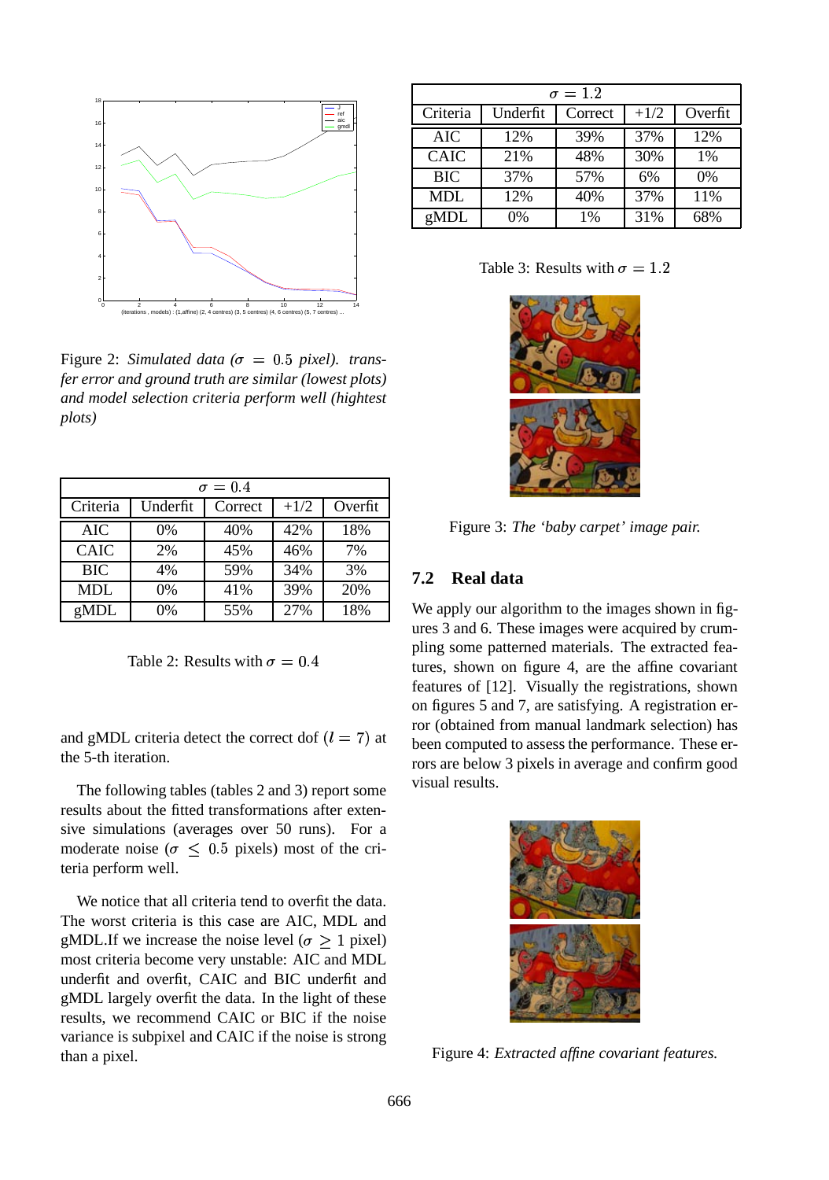Figure 2: *Simulated data ($\sigma = 0.5$ pixel). transfer error and ground truth are similar (lowest plots) and model selection criteria perform well (hightest plots)*

| $\sigma = 0.4$ | | | | |
|---|---|---|---|---|
| Criteria | Underfit | Correct | +1/2 | Overfit |
| AIC | 0% | 40% | 42% | 18% |
| CAIC | 2% | 45% | 46% | 7% |
| BIC | 4% | 59% | 34% | 3% |
| MDL | 0% | 41% | 39% | 20% |
| gMDL | 0% | 55% | 27% | 18% |

Table 2: Results with $\sigma = 0.4$

and gMDL criteria detect the correct dof ($l = 7$) at the 5-th iteration.

The following tables (tables 2 and 3) report some results about the fitted transformations after extensive simulations (averages over 50 runs). For a moderate noise ($\sigma \leq 0.5$ pixels) most of the criteria perform well.

We notice that all criteria tend to overfit the data. The worst criteria is this case are AIC, MDL and gMDL.If we increase the noise level ($\sigma \geq 1$ pixel) most criteria become very unstable: AIC and MDL underfit and overfit, CAIC and BIC underfit and gMDL largely overfit the data. In the light of these results, we recommend CAIC or BIC if the noise variance is subpixel and CAIC if the noise is strong than a pixel.

| $\sigma = 1.2$ | | | | |
|---|---|---|---|---|
| Criteria | Underfit | Correct | +1/2 | Overfit |
| AIC | 12% | 39% | 37% | 12% |
| CAIC | 21% | 48% | 30% | 1% |
| BIC | 37% | 57% | 6% | 0% |
| MDL | 12% | 40% | 37% | 11% |
| gMDL | 0% | 1% | 31% | 68% |

Table 3: Results with $\sigma = 1.2$

Figure 3: *The 'baby carpet' image pair.*

## 7.2 Real data

We apply our algorithm to the images shown in figures 3 and 6. These images were acquired by crumpling some patterned materials. The extracted features, shown on figure 4, are the affine covariant features of [12]. Visually the registrations, shown on figures 5 and 7, are satisfying. A registration error (obtained from manual landmark selection) has been computed to assess the performance. These errors are below 3 pixels in average and confirm good visual results.

Figure 4: *Extracted affine covariant features.*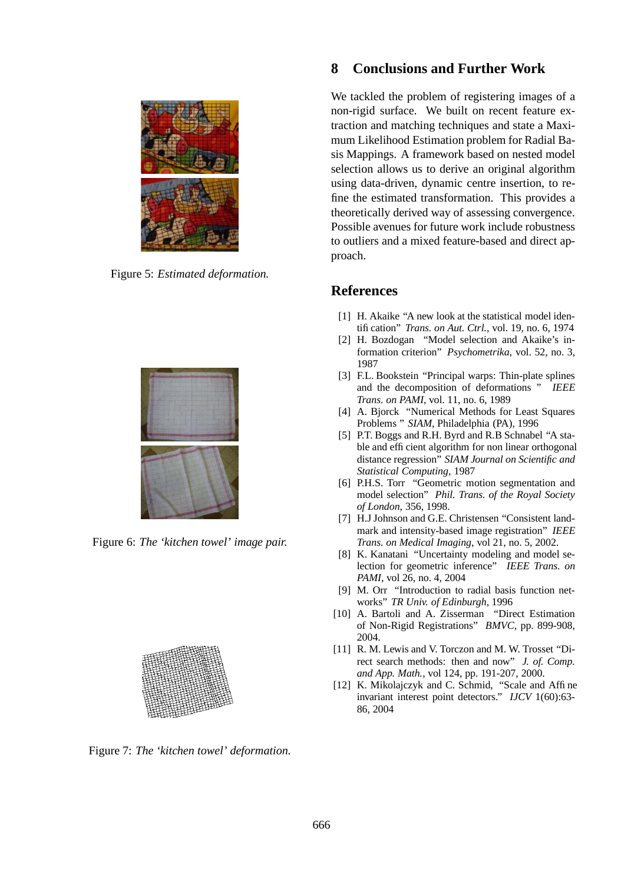Figure 5: *Estimated deformation.*

Figure 6: *The 'kitchen towel' image pair.*

Figure 7: *The 'kitchen towel' deformation.*

## 8 Conclusions and Further Work

We tackled the problem of registering images of a non-rigid surface. We built on recent feature extraction and matching techniques and state a Maximum Likelihood Estimation problem for Radial Basis Mappings. A framework based on nested model selection allows us to derive an original algorithm using data-driven, dynamic centre insertion, to refine the estimated transformation. This provides a theoretically derived way of assessing convergence. Possible avenues for future work include robustness to outliers and a mixed feature-based and direct approach.

## References

[1] H. Akaike "A new look at the statistical model identification" *Trans. on Aut. Ctrl.*, vol. 19, no. 6, 1974

[2] H. Bozdogan "Model selection and Akaike's information criterion" *Psychometrika*, vol. 52, no. 3, 1987

[3] F.L. Bookstein "Principal warps: Thin-plate splines and the decomposition of deformations " *IEEE Trans. on PAMI*, vol. 11, no. 6, 1989

[4] A. Bjorck "Numerical Methods for Least Squares Problems " *SIAM*, Philadelphia (PA), 1996

[5] P.T. Boggs and R.H. Byrd and R.B Schnabel "A stable and efficient algorithm for non linear orthogonal distance regression" *SIAM Journal on Scientific and Statistical Computing*, 1987

[6] P.H.S. Torr "Geometric motion segmentation and model selection" *Phil. Trans. of the Royal Society of London*, 356, 1998.

[7] H.J Johnson and G.E. Christensen "Consistent landmark and intensity-based image registration" *IEEE Trans. on Medical Imaging*, vol 21, no. 5, 2002.

[8] K. Kanatani "Uncertainty modeling and model selection for geometric inference" *IEEE Trans. on PAMI*, vol 26, no. 4, 2004

[9] M. Orr "Introduction to radial basis function networks" *TR Univ. of Edinburgh*, 1996

[10] A. Bartoli and A. Zisserman "Direct Estimation of Non-Rigid Registrations" *BMVC*, pp. 899-908, 2004.

[11] R. M. Lewis and V. Torczon and M. W. Trosset "Direct search methods: then and now" *J. of. Comp. and App. Math.*, vol 124, pp. 191-207, 2000.

[12] K. Mikolajczyk and C. Schmid, "Scale and Affine invariant interest point detectors." *IJCV* 1(60):63-86, 2004